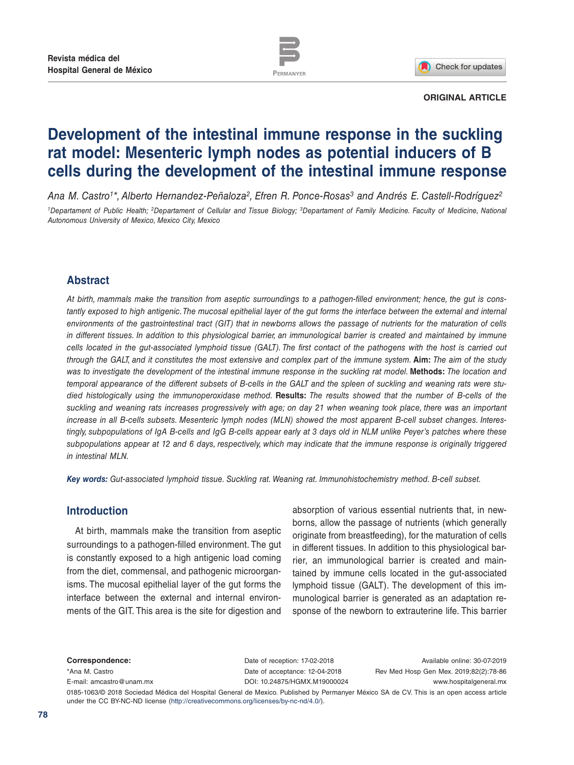Revista médica del Hospital General de México

ORIGINAL ARTICLE

# Development of the intestinal immune response in the suckling rat model: Mesenteric lymph nodes as potential inducers of B cells during the development of the intestinal immune response

*Ana M. Castro[1]\*, Alberto Hernandez-Peñaloza[2], Efren R. Ponce-Rosas[3] and Andrés E. Castell-Rodríguez[2]*

*[1]Departament of Public Health; [2]Departament of Cellular and Tissue Biology; [3]Departament of Family Medicine. Faculty of Medicine, National Autonomous University of Mexico, Mexico City, Mexico*

## Abstract

*At birth, mammals make the transition from aseptic surroundings to a pathogen-filled environment; hence, the gut is constantly exposed to high antigenic. The mucosal epithelial layer of the gut forms the interface between the external and internal environments of the gastrointestinal tract (GIT) that in newborns allows the passage of nutrients for the maturation of cells in different tissues. In addition to this physiological barrier, an immunological barrier is created and maintained by immune cells located in the gut-associated lymphoid tissue (GALT). The first contact of the pathogens with the host is carried out through the GALT, and it constitutes the most extensive and complex part of the immune system.* **Aim:** *The aim of the study was to investigate the development of the intestinal immune response in the suckling rat model.* **Methods:** *The location and temporal appearance of the different subsets of B-cells in the GALT and the spleen of suckling and weaning rats were studied histologically using the immunoperoxidase method.* **Results:** *The results showed that the number of B-cells of the suckling and weaning rats increases progressively with age; on day 21 when weaning took place, there was an important increase in all B-cells subsets. Mesenteric lymph nodes (MLN) showed the most apparent B-cell subset changes. Interestingly, subpopulations of IgA B-cells and IgG B-cells appear early at 3 days old in NLM unlike Peyer's patches where these subpopulations appear at 12 and 6 days, respectively, which may indicate that the immune response is originally triggered in intestinal MLN.*

***Key words:*** *Gut-associated lymphoid tissue. Suckling rat. Weaning rat. Immunohistochemistry method. B-cell subset.*

## Introduction

At birth, mammals make the transition from aseptic surroundings to a pathogen-filled environment. The gut is constantly exposed to a high antigenic load coming from the diet, commensal, and pathogenic microorganisms. The mucosal epithelial layer of the gut forms the interface between the external and internal environments of the GIT. This area is the site for digestion and absorption of various essential nutrients that, in newborns, allow the passage of nutrients (which generally originate from breastfeeding), for the maturation of cells in different tissues. In addition to this physiological barrier, an immunological barrier is created and maintained by immune cells located in the gut-associated lymphoid tissue (GALT). The development of this immunological barrier is generated as an adaptation response of the newborn to extrauterine life. This barrier

**Correspondence:**
\*Ana M. Castro
E-mail: amcastro@unam.mx

Date of reception: 17-02-2018
Date of acceptance: 12-04-2018
DOI: 10.24875/HGMX.M19000024

Available online: 30-07-2019
Rev Med Hosp Gen Mex. 2019;82(2):78-86
www.hospitalgeneral.mx

0185-1063/© 2018 Sociedad Médica del Hospital General de Mexico. Published by Permanyer México SA de CV. This is an open access article under the CC BY-NC-ND license (http://creativecommons.org/licenses/by-nc-nd/4.0/).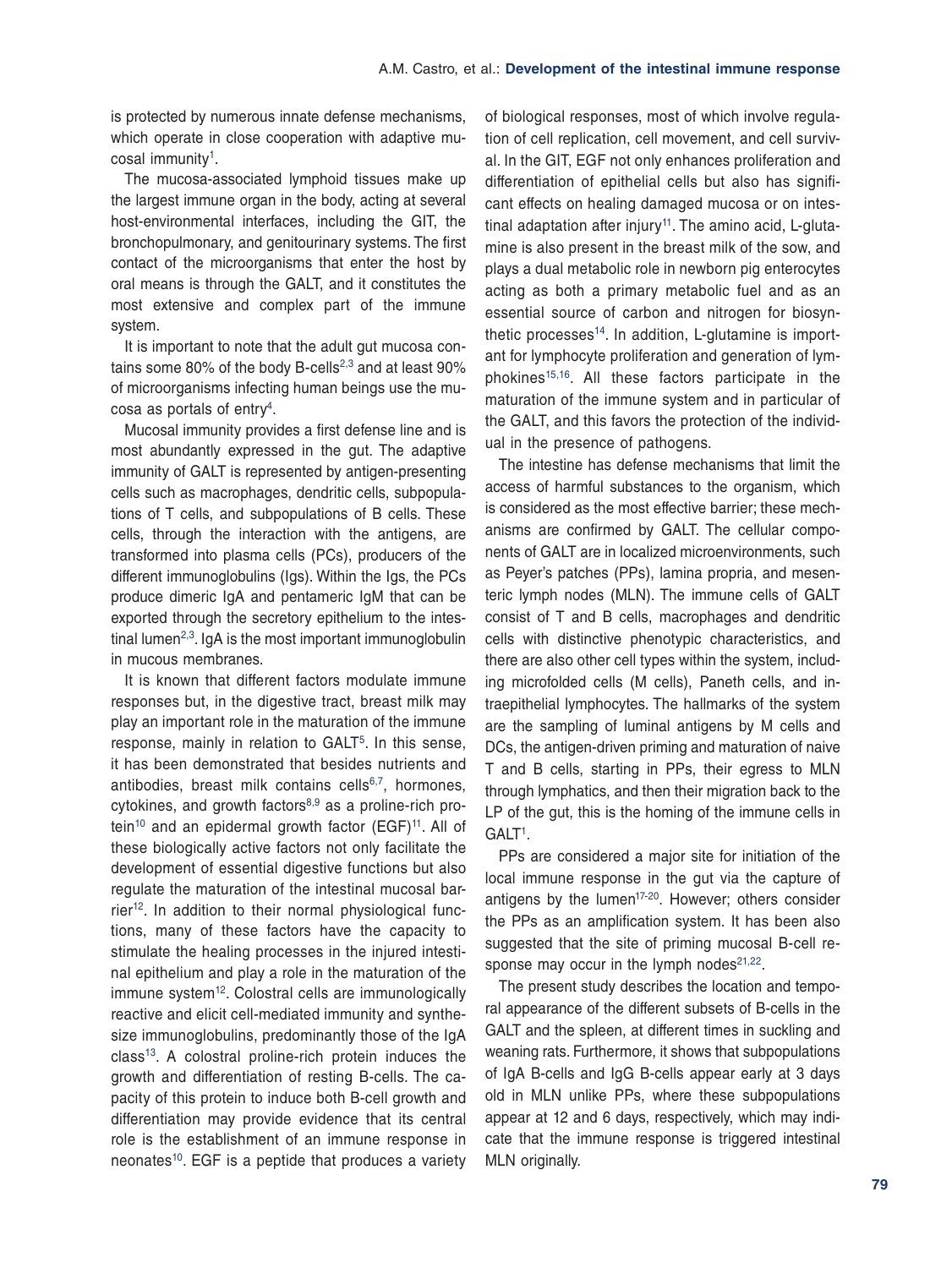is protected by numerous innate defense mechanisms, which operate in close cooperation with adaptive mucosal immunity[1].

The mucosa-associated lymphoid tissues make up the largest immune organ in the body, acting at several host-environmental interfaces, including the GIT, the bronchopulmonary, and genitourinary systems. The first contact of the microorganisms that enter the host by oral means is through the GALT, and it constitutes the most extensive and complex part of the immune system.

It is important to note that the adult gut mucosa contains some 80% of the body B-cells[2,3] and at least 90% of microorganisms infecting human beings use the mucosa as portals of entry[4].

Mucosal immunity provides a first defense line and is most abundantly expressed in the gut. The adaptive immunity of GALT is represented by antigen-presenting cells such as macrophages, dendritic cells, subpopulations of T cells, and subpopulations of B cells. These cells, through the interaction with the antigens, are transformed into plasma cells (PCs), producers of the different immunoglobulins (Igs). Within the Igs, the PCs produce dimeric IgA and pentameric IgM that can be exported through the secretory epithelium to the intestinal lumen[2,3]. IgA is the most important immunoglobulin in mucous membranes.

It is known that different factors modulate immune responses but, in the digestive tract, breast milk may play an important role in the maturation of the immune response, mainly in relation to GALT[5]. In this sense, it has been demonstrated that besides nutrients and antibodies, breast milk contains cells[6,7], hormones, cytokines, and growth factors[8,9] as a proline-rich protein[10] and an epidermal growth factor (EGF)[11]. All of these biologically active factors not only facilitate the development of essential digestive functions but also regulate the maturation of the intestinal mucosal barrier[12]. In addition to their normal physiological functions, many of these factors have the capacity to stimulate the healing processes in the injured intestinal epithelium and play a role in the maturation of the immune system[12]. Colostral cells are immunologically reactive and elicit cell-mediated immunity and synthesize immunoglobulins, predominantly those of the IgA class[13]. A colostral proline-rich protein induces the growth and differentiation of resting B-cells. The capacity of this protein to induce both B-cell growth and differentiation may provide evidence that its central role is the establishment of an immune response in neonates[10]. EGF is a peptide that produces a variety of biological responses, most of which involve regulation of cell replication, cell movement, and cell survival. In the GIT, EGF not only enhances proliferation and differentiation of epithelial cells but also has significant effects on healing damaged mucosa or on intestinal adaptation after injury[11]. The amino acid, L-glutamine is also present in the breast milk of the sow, and plays a dual metabolic role in newborn pig enterocytes acting as both a primary metabolic fuel and as an essential source of carbon and nitrogen for biosynthetic processes[14]. In addition, L-glutamine is important for lymphocyte proliferation and generation of lymphokines[15,16]. All these factors participate in the maturation of the immune system and in particular of the GALT, and this favors the protection of the individual in the presence of pathogens.

The intestine has defense mechanisms that limit the access of harmful substances to the organism, which is considered as the most effective barrier; these mechanisms are confirmed by GALT. The cellular components of GALT are in localized microenvironments, such as Peyer's patches (PPs), lamina propria, and mesenteric lymph nodes (MLN). The immune cells of GALT consist of T and B cells, macrophages and dendritic cells with distinctive phenotypic characteristics, and there are also other cell types within the system, including microfolded cells (M cells), Paneth cells, and intraepithelial lymphocytes. The hallmarks of the system are the sampling of luminal antigens by M cells and DCs, the antigen-driven priming and maturation of naive T and B cells, starting in PPs, their egress to MLN through lymphatics, and then their migration back to the LP of the gut, this is the homing of the immune cells in GALT[1].

PPs are considered a major site for initiation of the local immune response in the gut via the capture of antigens by the lumen[17-20]. However; others consider the PPs as an amplification system. It has been also suggested that the site of priming mucosal B-cell response may occur in the lymph nodes[21,22].

The present study describes the location and temporal appearance of the different subsets of B-cells in the GALT and the spleen, at different times in suckling and weaning rats. Furthermore, it shows that subpopulations of IgA B-cells and IgG B-cells appear early at 3 days old in MLN unlike PPs, where these subpopulations appear at 12 and 6 days, respectively, which may indicate that the immune response is triggered intestinal MLN originally.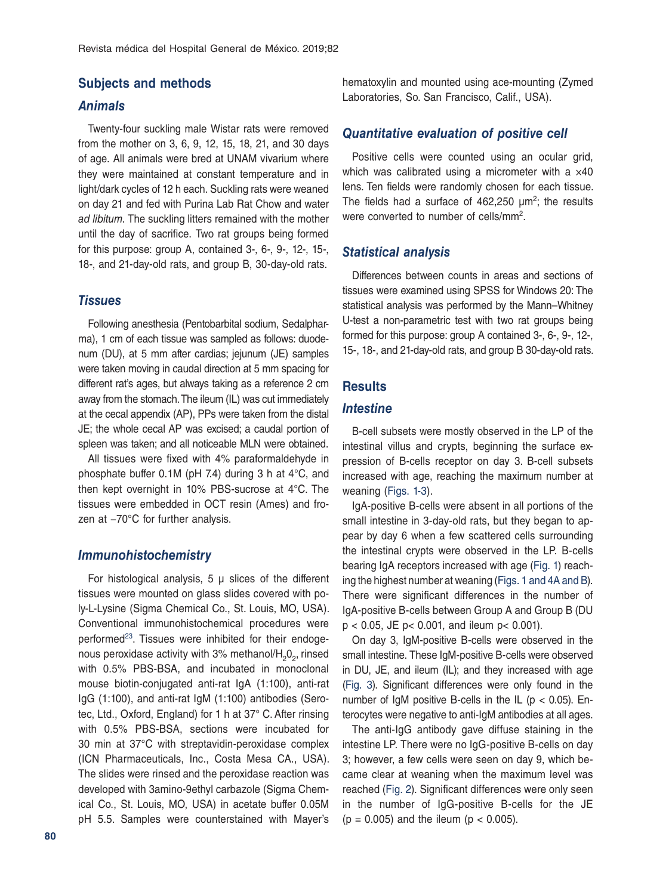## Subjects and methods

### *Animals*

Twenty-four suckling male Wistar rats were removed from the mother on 3, 6, 9, 12, 15, 18, 21, and 30 days of age. All animals were bred at UNAM vivarium where they were maintained at constant temperature and in light/dark cycles of 12 h each. Suckling rats were weaned on day 21 and fed with Purina Lab Rat Chow and water *ad libitum*. The suckling litters remained with the mother until the day of sacrifice. Two rat groups being formed for this purpose: group A, contained 3-, 6-, 9-, 12-, 15-, 18-, and 21-day-old rats, and group B, 30-day-old rats.

### *Tissues*

Following anesthesia (Pentobarbital sodium, Sedalpharma), 1 cm of each tissue was sampled as follows: duodenum (DU), at 5 mm after cardias; jejunum (JE) samples were taken moving in caudal direction at 5 mm spacing for different rat's ages, but always taking as a reference 2 cm away from the stomach. The ileum (IL) was cut immediately at the cecal appendix (AP), PPs were taken from the distal JE; the whole cecal AP was excised; a caudal portion of spleen was taken; and all noticeable MLN were obtained.

All tissues were fixed with 4% paraformaldehyde in phosphate buffer 0.1M (pH 7.4) during 3 h at 4°C, and then kept overnight in 10% PBS-sucrose at 4°C. The tissues were embedded in OCT resin (Ames) and frozen at −70°C for further analysis.

### *Immunohistochemistry*

For histological analysis, 5 μ slices of the different tissues were mounted on glass slides covered with poly-L-Lysine (Sigma Chemical Co., St. Louis, MO, USA). Conventional immunohistochemical procedures were performed[23]. Tissues were inhibited for their endogenous peroxidase activity with 3% methanol/$H_2O_2$, rinsed with 0.5% PBS-BSA, and incubated in monoclonal mouse biotin-conjugated anti-rat IgA (1:100), anti-rat IgG (1:100), and anti-rat IgM (1:100) antibodies (Serotec, Ltd., Oxford, England) for 1 h at 37° C. After rinsing with 0.5% PBS-BSA, sections were incubated for 30 min at 37°C with streptavidin-peroxidase complex (ICN Pharmaceuticals, Inc., Costa Mesa CA., USA). The slides were rinsed and the peroxidase reaction was developed with 3amino-9ethyl carbazole (Sigma Chemical Co., St. Louis, MO, USA) in acetate buffer 0.05M pH 5.5. Samples were counterstained with Mayer's hematoxylin and mounted using ace-mounting (Zymed Laboratories, So. San Francisco, Calif., USA).

### *Quantitative evaluation of positive cell*

Positive cells were counted using an ocular grid, which was calibrated using a micrometer with a ×40 lens. Ten fields were randomly chosen for each tissue. The fields had a surface of 462,250 $\mu m^2$; the results were converted to number of cells/$mm^2$.

### *Statistical analysis*

Differences between counts in areas and sections of tissues were examined using SPSS for Windows 20: The statistical analysis was performed by the Mann–Whitney U-test a non-parametric test with two rat groups being formed for this purpose: group A contained 3-, 6-, 9-, 12-, 15-, 18-, and 21-day-old rats, and group B 30-day-old rats.

## Results

### *Intestine*

B-cell subsets were mostly observed in the LP of the intestinal villus and crypts, beginning the surface expression of B-cells receptor on day 3. B-cell subsets increased with age, reaching the maximum number at weaning (Figs. 1-3).

IgA-positive B-cells were absent in all portions of the small intestine in 3-day-old rats, but they began to appear by day 6 when a few scattered cells surrounding the intestinal crypts were observed in the LP. B-cells bearing IgA receptors increased with age (Fig. 1) reaching the highest number at weaning (Figs. 1 and 4A and B). There were significant differences in the number of IgA-positive B-cells between Group A and Group B (DU $p < 0.05$, JE $p < 0.001$, and ileum $p < 0.001$).

On day 3, IgM-positive B-cells were observed in the small intestine. These IgM-positive B-cells were observed in DU, JE, and ileum (IL); and they increased with age (Fig. 3). Significant differences were only found in the number of IgM positive B-cells in the IL ($p < 0.05$). Enterocytes were negative to anti-IgM antibodies at all ages.

The anti-IgG antibody gave diffuse staining in the intestine LP. There were no IgG-positive B-cells on day 3; however, a few cells were seen on day 9, which became clear at weaning when the maximum level was reached (Fig. 2). Significant differences were only seen in the number of IgG-positive B-cells for the JE ($p = 0.005$) and the ileum ($p < 0.005$).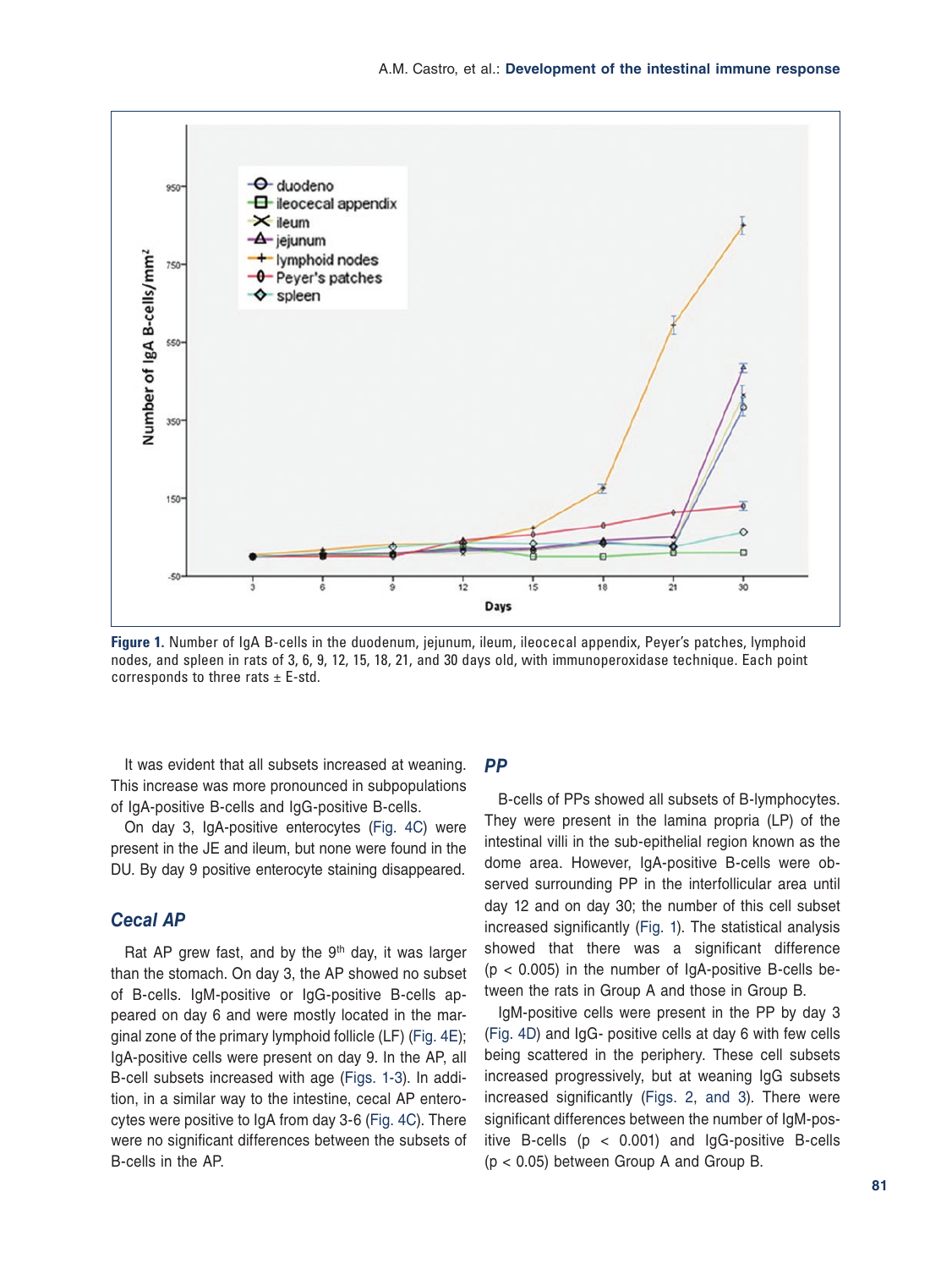**Figure 1.** Number of IgA B-cells in the duodenum, jejunum, ileum, ileocecal appendix, Peyer's patches, lymphoid nodes, and spleen in rats of 3, 6, 9, 12, 15, 18, 21, and 30 days old, with immunoperoxidase technique. Each point corresponds to three rats ± E-std.

It was evident that all subsets increased at weaning. This increase was more pronounced in subpopulations of IgA-positive B-cells and IgG-positive B-cells.

On day 3, IgA-positive enterocytes (Fig. 4C) were present in the JE and ileum, but none were found in the DU. By day 9 positive enterocyte staining disappeared.

### *Cecal AP*

Rat AP grew fast, and by the 9th day, it was larger than the stomach. On day 3, the AP showed no subset of B-cells. IgM-positive or IgG-positive B-cells appeared on day 6 and were mostly located in the marginal zone of the primary lymphoid follicle (LF) (Fig. 4E); IgA-positive cells were present on day 9. In the AP, all B-cell subsets increased with age (Figs. 1-3). In addition, in a similar way to the intestine, cecal AP enterocytes were positive to IgA from day 3-6 (Fig. 4C). There were no significant differences between the subsets of B-cells in the AP.

### *PP*

B-cells of PPs showed all subsets of B-lymphocytes. They were present in the lamina propria (LP) of the intestinal villi in the sub-epithelial region known as the dome area. However, IgA-positive B-cells were observed surrounding PP in the interfollicular area until day 12 and on day 30; the number of this cell subset increased significantly (Fig. 1). The statistical analysis showed that there was a significant difference ($p < 0.005$) in the number of IgA-positive B-cells between the rats in Group A and those in Group B.

IgM-positive cells were present in the PP by day 3 (Fig. 4D) and IgG- positive cells at day 6 with few cells being scattered in the periphery. These cell subsets increased progressively, but at weaning IgG subsets increased significantly (Figs. 2, and 3). There were significant differences between the number of IgM-positive B-cells ($p < 0.001$) and IgG-positive B-cells ($p < 0.05$) between Group A and Group B.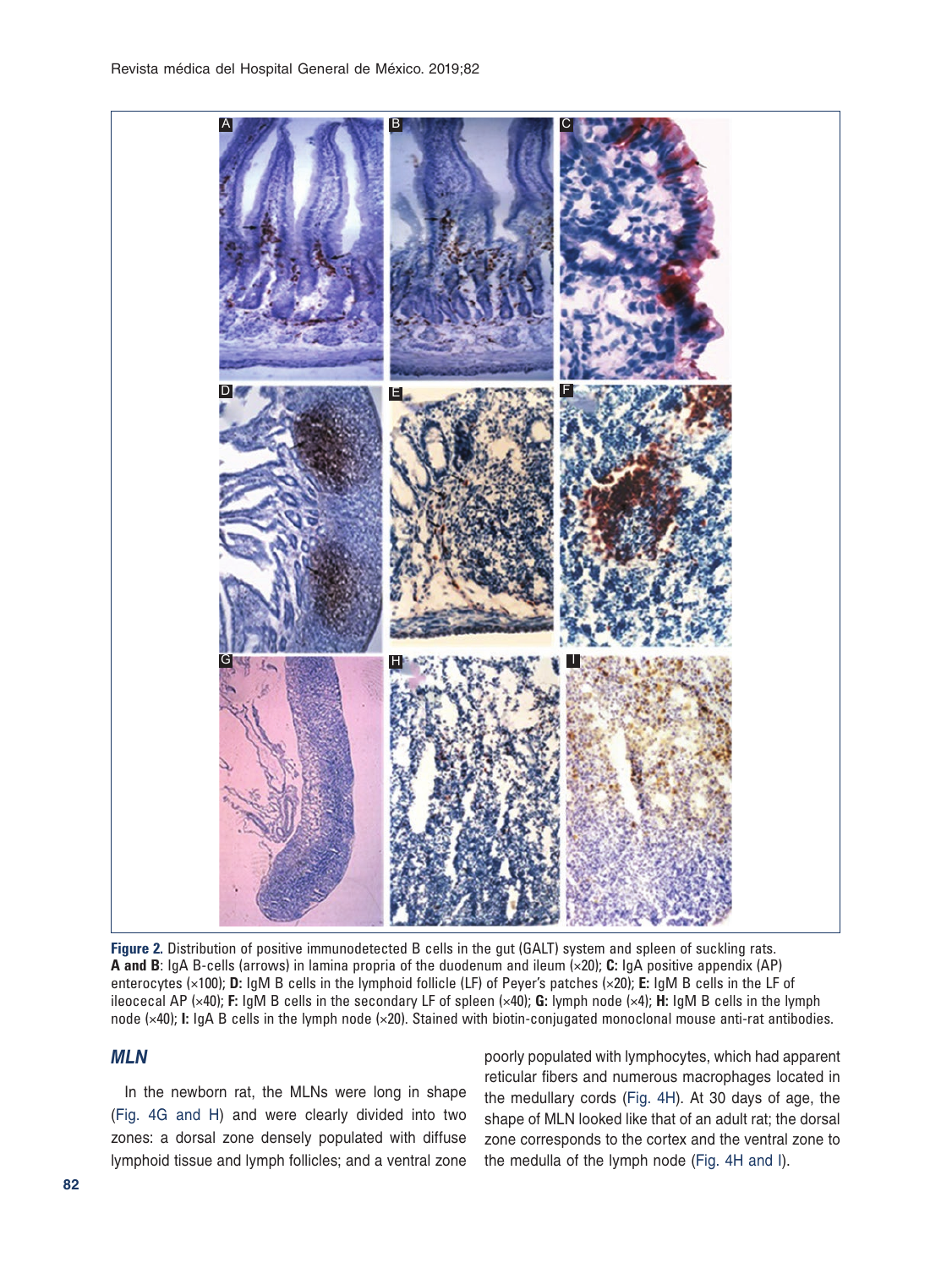**Figure 2.** Distribution of positive immunodetected B cells in the gut (GALT) system and spleen of suckling rats. **A and B**: IgA B-cells (arrows) in lamina propria of the duodenum and ileum (×20); **C:** IgA positive appendix (AP) enterocytes (×100); **D:** IgM B cells in the lymphoid follicle (LF) of Peyer's patches (×20); **E:** IgM B cells in the LF of ileocecal AP (×40); **F:** IgM B cells in the secondary LF of spleen (×40); **G:** lymph node (×4); **H:** IgM B cells in the lymph node (×40); **I:** IgA B cells in the lymph node (×20). Stained with biotin-conjugated monoclonal mouse anti-rat antibodies.

### *MLN*

In the newborn rat, the MLNs were long in shape (Fig. 4G and H) and were clearly divided into two zones: a dorsal zone densely populated with diffuse lymphoid tissue and lymph follicles; and a ventral zone poorly populated with lymphocytes, which had apparent reticular fibers and numerous macrophages located in the medullary cords (Fig. 4H). At 30 days of age, the shape of MLN looked like that of an adult rat; the dorsal zone corresponds to the cortex and the ventral zone to the medulla of the lymph node (Fig. 4H and I).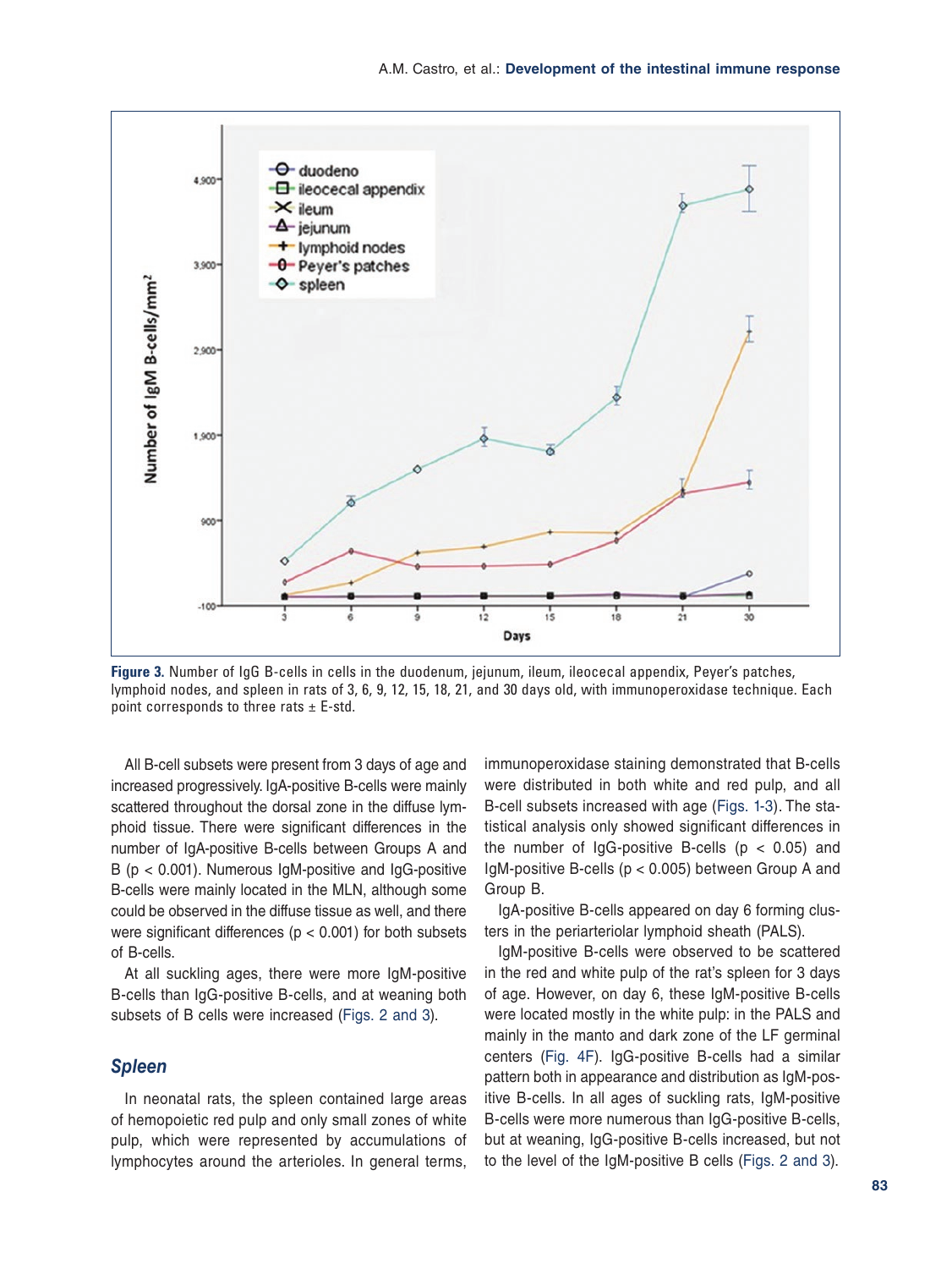**Figure 3.** Number of IgG B-cells in cells in the duodenum, jejunum, ileum, ileocecal appendix, Peyer's patches, lymphoid nodes, and spleen in rats of 3, 6, 9, 12, 15, 18, 21, and 30 days old, with immunoperoxidase technique. Each point corresponds to three rats ± E-std.

All B-cell subsets were present from 3 days of age and increased progressively. IgA-positive B-cells were mainly scattered throughout the dorsal zone in the diffuse lymphoid tissue. There were significant differences in the number of IgA-positive B-cells between Groups A and B ($p < 0.001$). Numerous IgM-positive and IgG-positive B-cells were mainly located in the MLN, although some could be observed in the diffuse tissue as well, and there were significant differences ($p < 0.001$) for both subsets of B-cells.

At all suckling ages, there were more IgM-positive B-cells than IgG-positive B-cells, and at weaning both subsets of B cells were increased (Figs. 2 and 3).

### Spleen

In neonatal rats, the spleen contained large areas of hemopoietic red pulp and only small zones of white pulp, which were represented by accumulations of lymphocytes around the arterioles. In general terms, immunoperoxidase staining demonstrated that B-cells were distributed in both white and red pulp, and all B-cell subsets increased with age (Figs. 1-3). The statistical analysis only showed significant differences in the number of IgG-positive B-cells ($p < 0.05$) and IgM-positive B-cells ($p < 0.005$) between Group A and Group B.

IgA-positive B-cells appeared on day 6 forming clusters in the periarteriolar lymphoid sheath (PALS).

IgM-positive B-cells were observed to be scattered in the red and white pulp of the rat's spleen for 3 days of age. However, on day 6, these IgM-positive B-cells were located mostly in the white pulp: in the PALS and mainly in the manto and dark zone of the LF germinal centers (Fig. 4F). IgG-positive B-cells had a similar pattern both in appearance and distribution as IgM-positive B-cells. In all ages of suckling rats, IgM-positive B-cells were more numerous than IgG-positive B-cells, but at weaning, IgG-positive B-cells increased, but not to the level of the IgM-positive B cells (Figs. 2 and 3).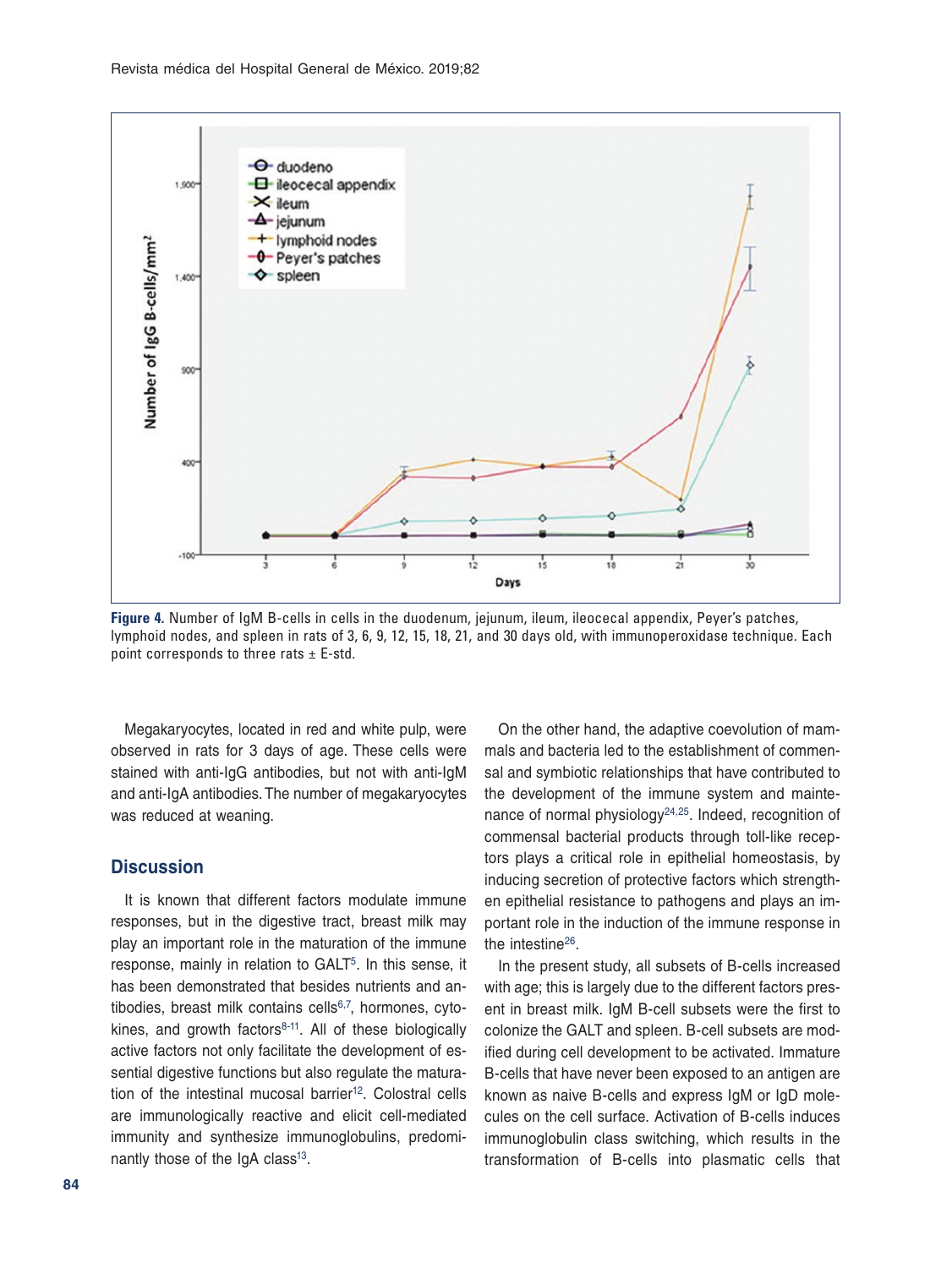**Figure 4.** Number of IgM B-cells in cells in the duodenum, jejunum, ileum, ileocecal appendix, Peyer's patches, lymphoid nodes, and spleen in rats of 3, 6, 9, 12, 15, 18, 21, and 30 days old, with immunoperoxidase technique. Each point corresponds to three rats ± E-std.

Megakaryocytes, located in red and white pulp, were observed in rats for 3 days of age. These cells were stained with anti-IgG antibodies, but not with anti-IgM and anti-IgA antibodies. The number of megakaryocytes was reduced at weaning.

## Discussion

It is known that different factors modulate immune responses, but in the digestive tract, breast milk may play an important role in the maturation of the immune response, mainly in relation to GALT[5]. In this sense, it has been demonstrated that besides nutrients and antibodies, breast milk contains cells[6,7], hormones, cytokines, and growth factors[8-11]. All of these biologically active factors not only facilitate the development of essential digestive functions but also regulate the maturation of the intestinal mucosal barrier[12]. Colostral cells are immunologically reactive and elicit cell-mediated immunity and synthesize immunoglobulins, predominantly those of the IgA class[13].

On the other hand, the adaptive coevolution of mammals and bacteria led to the establishment of commensal and symbiotic relationships that have contributed to the development of the immune system and maintenance of normal physiology[24,25]. Indeed, recognition of commensal bacterial products through toll-like receptors plays a critical role in epithelial homeostasis, by inducing secretion of protective factors which strengthen epithelial resistance to pathogens and plays an important role in the induction of the immune response in the intestine[26].

In the present study, all subsets of B-cells increased with age; this is largely due to the different factors present in breast milk. IgM B-cell subsets were the first to colonize the GALT and spleen. B-cell subsets are modified during cell development to be activated. Immature B-cells that have never been exposed to an antigen are known as naive B-cells and express IgM or IgD molecules on the cell surface. Activation of B-cells induces immunoglobulin class switching, which results in the transformation of B-cells into plasmatic cells that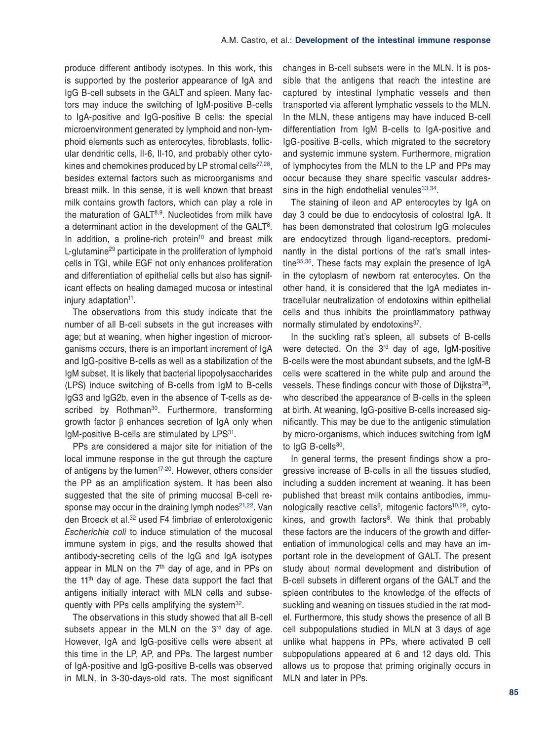produce different antibody isotypes. In this work, this is supported by the posterior appearance of IgA and IgG B-cell subsets in the GALT and spleen. Many factors may induce the switching of IgM-positive B-cells to IgA-positive and IgG-positive B cells: the special microenvironment generated by lymphoid and non-lymphoid elements such as enterocytes, fibroblasts, follicular dendritic cells, Il-6, Il-10, and probably other cytokines and chemokines produced by LP stromal cells[27,28], besides external factors such as microorganisms and breast milk. In this sense, it is well known that breast milk contains growth factors, which can play a role in the maturation of GALT[8,9]. Nucleotides from milk have a determinant action in the development of the GALT[8]. In addition, a proline-rich protein[10] and breast milk L-glutamine[29] participate in the proliferation of lymphoid cells in TGI, while EGF not only enhances proliferation and differentiation of epithelial cells but also has significant effects on healing damaged mucosa or intestinal injury adaptation[11].

The observations from this study indicate that the number of all B-cell subsets in the gut increases with age; but at weaning, when higher ingestion of microorganisms occurs, there is an important increment of IgA and IgG-positive B-cells as well as a stabilization of the IgM subset. It is likely that bacterial lipopolysaccharides (LPS) induce switching of B-cells from IgM to B-cells IgG3 and IgG2b, even in the absence of T-cells as described by Rothman[30]. Furthermore, transforming growth factor β enhances secretion of IgA only when IgM-positive B-cells are stimulated by LPS[31].

PPs are considered a major site for initiation of the local immune response in the gut through the capture of antigens by the lumen[17-20]. However, others consider the PP as an amplification system. It has been also suggested that the site of priming mucosal B-cell response may occur in the draining lymph nodes[21,22]. Van den Broeck et al.[32] used F4 fimbriae of enterotoxigenic *Escherichia coli* to induce stimulation of the mucosal immune system in pigs, and the results showed that antibody-secreting cells of the IgG and IgA isotypes appear in MLN on the 7th day of age, and in PPs on the 11th day of age. These data support the fact that antigens initially interact with MLN cells and subsequently with PPs cells amplifying the system[32].

The observations in this study showed that all B-cell subsets appear in the MLN on the 3rd day of age. However, IgA and IgG-positive cells were absent at this time in the LP, AP, and PPs. The largest number of IgA-positive and IgG-positive B-cells was observed in MLN, in 3-30-days-old rats. The most significant changes in B-cell subsets were in the MLN. It is possible that the antigens that reach the intestine are captured by intestinal lymphatic vessels and then transported via afferent lymphatic vessels to the MLN. In the MLN, these antigens may have induced B-cell differentiation from IgM B-cells to IgA-positive and IgG-positive B-cells, which migrated to the secretory and systemic immune system. Furthermore, migration of lymphocytes from the MLN to the LP and PPs may occur because they share specific vascular addressins in the high endothelial venules[33,34].

The staining of ileon and AP enterocytes by IgA on day 3 could be due to endocytosis of colostral IgA. It has been demonstrated that colostrum IgG molecules are endocytized through ligand-receptors, predominantly in the distal portions of the rat's small intestine[35,36]. These facts may explain the presence of IgA in the cytoplasm of newborn rat enterocytes. On the other hand, it is considered that the IgA mediates intracellular neutralization of endotoxins within epithelial cells and thus inhibits the proinflammatory pathway normally stimulated by endotoxins[37].

In the suckling rat's spleen, all subsets of B-cells were detected. On the 3rd day of age, IgM-positive B-cells were the most abundant subsets, and the IgM-B cells were scattered in the white pulp and around the vessels. These findings concur with those of Dijkstra[38], who described the appearance of B-cells in the spleen at birth. At weaning, IgG-positive B-cells increased significantly. This may be due to the antigenic stimulation by micro-organisms, which induces switching from IgM to IgG B-cells[30].

In general terms, the present findings show a progressive increase of B-cells in all the tissues studied, including a sudden increment at weaning. It has been published that breast milk contains antibodies, immunologically reactive cells[6], mitogenic factors[10,29], cytokines, and growth factors[8]. We think that probably these factors are the inducers of the growth and differentiation of immunological cells and may have an important role in the development of GALT. The present study about normal development and distribution of B-cell subsets in different organs of the GALT and the spleen contributes to the knowledge of the effects of suckling and weaning on tissues studied in the rat model. Furthermore, this study shows the presence of all B cell subpopulations studied in MLN at 3 days of age unlike what happens in PPs, where activated B cell subpopulations appeared at 6 and 12 days old. This allows us to propose that priming originally occurs in MLN and later in PPs.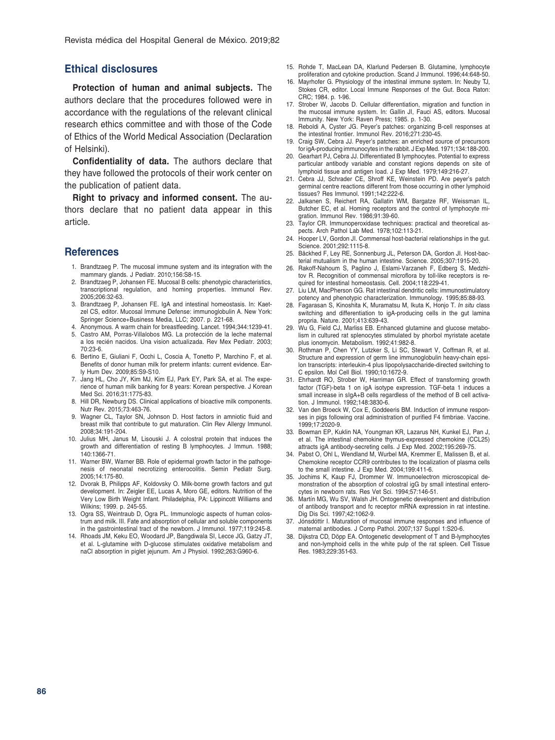## Ethical disclosures

**Protection of human and animal subjects.** The authors declare that the procedures followed were in accordance with the regulations of the relevant clinical research ethics committee and with those of the Code of Ethics of the World Medical Association (Declaration of Helsinki).

**Confidentiality of data.** The authors declare that they have followed the protocols of their work center on the publication of patient data.

**Right to privacy and informed consent.** The authors declare that no patient data appear in this article.

## References

1. Brandtzaeg P. The mucosal immune system and its integration with the mammary glands. J Pediatr. 2010;156:S8-15.
2. Brandtzaeg P, Johansen FE. Mucosal B cells: phenotypic characteristics, transcriptional regulation, and homing properties. Immunol Rev. 2005;206:32-63.
3. Brandtzaeg P, Johansen FE. IgA and intestinal homeostasis. In: Kaetzel CS, editor. Mucosal Immune Defense: immunoglobulin A. New York: Springer Science+Business Media, LLC; 2007. p. 221-68.
4. Anonymous. A warm chain for breastfeeding. Lancet. 1994;344:1239-41.
5. Castro AM, Porras-Villalobos MG. La protección de la leche maternal a los recién nacidos. Una vision actualizada. Rev Mex Pediatr. 2003; 70:23-6.
6. Bertino E, Giuliani F, Occhi L, Coscia A, Tonetto P, Marchino F, et al. Benefits of donor human milk for preterm infants: current evidence. Early Hum Dev. 2009;85:S9-S10.
7. Jang HL, Cho JY, Kim MJ, Kim EJ, Park EY, Park SA, et al. The experience of human milk banking for 8 years: Korean perspective. J Korean Med Sci. 2016;31:1775-83.
8. Hill DR, Newburg DS. Clinical applications of bioactive milk components. Nutr Rev. 2015;73:463-76.
9. Wagner CL, Taylor SN, Johnson D. Host factors in amniotic fluid and breast milk that contribute to gut maturation. Clin Rev Allergy Immunol. 2008;34:191-204.
10. Julius MH, Janus M, Lisouski J. A colostral protein that induces the growth and differentiation of resting B lymphocytes. J Immun. 1988; 140:1366-71.
11. Warner BW, Warner BB. Role of epidermal growth factor in the pathogenesis of neonatal necrotizing enterocolitis. Semin Pediatr Surg. 2005;14:175-80.
12. Dvorak B, Philipps AF, Koldovsky O. Milk-borne growth factors and gut development. In: Zeigler EE, Lucas A, Moro GE, editors. Nutrition of the Very Low Birth Weight Infant. Philadelphia, PA: Lippincott Williams and Wilkins; 1999. p. 245-55.
13. Ogra SS, Weintraub D, Ogra PL. Immunologic aspects of human colostrum and milk. III. Fate and absorption of cellular and soluble components in the gastrointestinal tract of the newborn. J Immunol. 1977;119:245-8.
14. Rhoads JM, Keku EO, Woodard JP, Bangdiwala SI, Lecce JG, Gatzy JT, et al. L-glutamine with D-glucose stimulates oxidative metabolism and naCl absorption in piglet jejunum. Am J Physiol. 1992;263:G960-6.
15. Rohde T, MacLean DA, Klarlund Pedersen B. Glutamine, lymphocyte proliferation and cytokine production. Scand J Immunol. 1996;44:648-50.
16. Mayrhofer G. Physiology of the intestinal immune system. In: Neuby TJ, Stokes CR, editor. Local Immune Responses of the Gut. Boca Raton: CRC; 1984. p. 1-96.
17. Strober W, Jacobs D. Cellular differentiation, migration and function in the mucosal immune system. In: Gallin JI, Fauci AS, editors. Mucosal Immunity. New York: Raven Press; 1985. p. 1-30.
18. Reboldi A, Cyster JG. Peyer's patches: organizing B-cell responses at the intestinal frontier. Immunol Rev. 2016;271:230-45.
19. Craig SW, Cebra JJ. Peyer's patches: an enriched source of precursors for igA-producing immunocytes in the rabbit. J Exp Med. 1971;134:188-200.
20. Gearhart PJ, Cebra JJ. Differentiated B lymphocytes. Potential to express particular antibody variable and constant regions depends on site of lymphoid tissue and antigen load. J Exp Med. 1979;149:216-27.
21. Cebra JJ, Schrader CE, Shroff KE, Weinstein PD. Are peyer's patch germinal centre reactions different from those occurring in other lymphoid tissues? Res Immunol. 1991;142:222-6.
22. Jalkanen S, Reichert RA, Gallatin WM, Bargatze RF, Weissman IL, Butcher EC, et al. Homing receptors and the control of lymphocyte migration. Immunol Rev. 1986;91:39-60.
23. Taylor CR. Immunoperoxidase techniques: practical and theoretical aspects. Arch Pathol Lab Med. 1978;102:113-21.
24. Hooper LV, Gordon JI. Commensal host-bacterial relationships in the gut. Science. 2001;292:1115-8.
25. Bäckhed F, Ley RE, Sonnenburg JL, Peterson DA, Gordon JI. Host-bacterial mutualism in the human intestine. Science. 2005;307:1915-20.
26. Rakoff-Nahoum S, Paglino J, Eslami-Varzaneh F, Edberg S, Medzhitov R. Recognition of commensal microflora by toll-like receptors is required for intestinal homeostasis. Cell. 2004;118:229-41.
27. Liu LM, MacPherson GG. Rat intestinal dendritic cells: immunostimulatory potency and phenotypic characterization. Immunology. 1995;85:88-93.
28. Fagarasan S, Kinoshita K, Muramatsu M, Ikuta K, Honjo T. *In situ* class switching and differentiation to igA-producing cells in the gut lamina propria. Nature. 2001;413:639-43.
29. Wu G, Field CJ, Marliss EB. Enhanced glutamine and glucose metabolism in cultured rat splenocytes stimulated by phorbol myristate acetate plus ionomycin. Metabolism. 1992;41:982-8.
30. Rothman P, Chen YY, Lutzker S, Li SC, Stewart V, Coffman R, et al. Structure and expression of germ line immunoglobulin heavy-chain epsilon transcripts: interleukin-4 plus lipopolysaccharide-directed switching to C epsilon. Mol Cell Biol. 1990;10:1672-9.
31. Ehrhardt RO, Strober W, Harriman GR. Effect of transforming growth factor (TGF)-beta 1 on igA isotype expression. TGF-beta 1 induces a small increase in sIgA+B cells regardless of the method of B cell activation. J Immunol. 1992;148:3830-6.
32. Van den Broeck W, Cox E, Goddeeris BM. Induction of immune responses in pigs following oral administration of purified F4 fimbriae. Vaccine. 1999;17:2020-9.
33. Bowman EP, Kuklin NA, Youngman KR, Lazarus NH, Kunkel EJ, Pan J, et al. The intestinal chemokine thymus-expressed chemokine (CCL25) attracts igA antibody-secreting cells. J Exp Med. 2002;195:269-75.
34. Pabst O, Ohl L, Wendland M, Wurbel MA, Kremmer E, Malissen B, et al. Chemokine receptor CCR9 contributes to the localization of plasma cells to the small intestine. J Exp Med. 2004;199:411-6.
35. Jochims K, Kaup FJ, Drommer W. Immunoelectron microscopical demonstration of the absorption of colostral igG by small intestinal enterocytes in newborn rats. Res Vet Sci. 1994;57:146-51.
36. Martín MG, Wu SV, Walsh JH. Ontogenetic development and distribution of antibody transport and fc receptor mRNA expression in rat intestine. Dig Dis Sci. 1997;42:1062-9.
37. Jónsdóttir I. Maturation of mucosal immune responses and influence of maternal antibodies. J Comp Pathol. 2007;137 Suppl 1:S20-6.
38. Dijkstra CD, Döpp EA. Ontogenetic development of T and B-lymphocytes and non-lymphoid cells in the white pulp of the rat spleen. Cell Tissue Res. 1983;229:351-63.